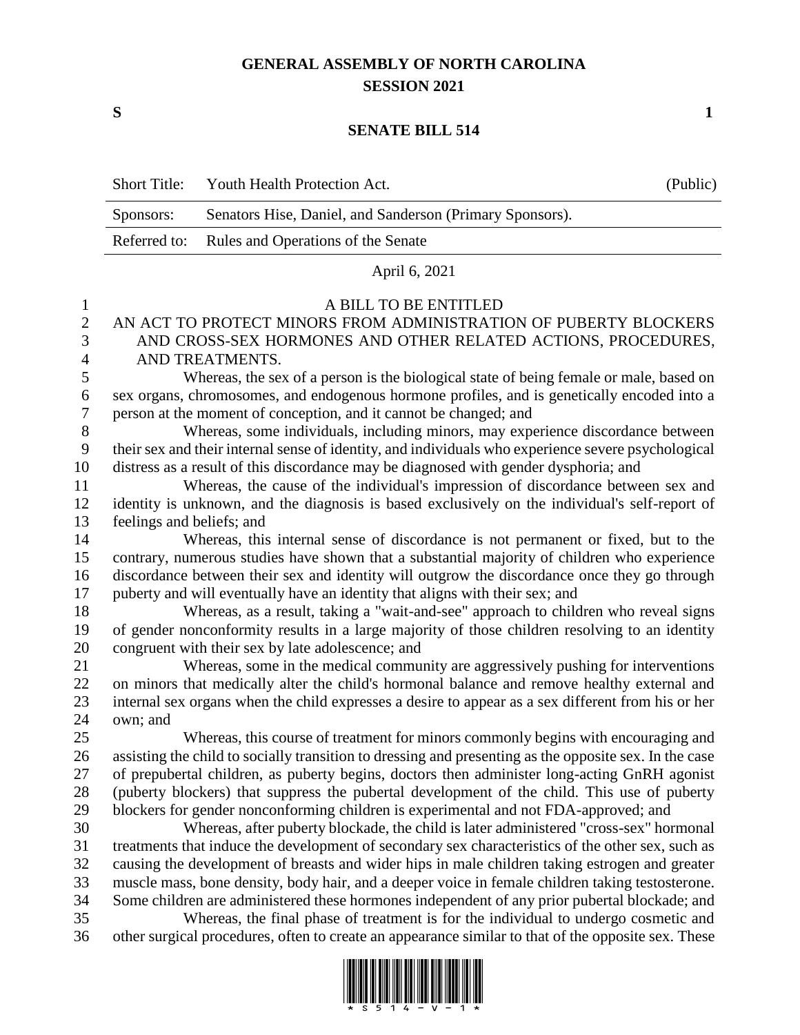# GENERAL ASSEMBLY OF NORTH CAROLINA
## SESSION 2021

**S** **1**

## SENATE BILL 514

| Short Title: | Youth Health Protection Act. | (Public) |
|---|---|---|
| Sponsors: | Senators Hise, Daniel, and Sanderson (Primary Sponsors). | |
| Referred to: | Rules and Operations of the Senate | |

April 6, 2021

A BILL TO BE ENTITLED

AN ACT TO PROTECT MINORS FROM ADMINISTRATION OF PUBERTY BLOCKERS AND CROSS-SEX HORMONES AND OTHER RELATED ACTIONS, PROCEDURES, AND TREATMENTS.

Whereas, the sex of a person is the biological state of being female or male, based on sex organs, chromosomes, and endogenous hormone profiles, and is genetically encoded into a person at the moment of conception, and it cannot be changed; and

Whereas, some individuals, including minors, may experience discordance between their sex and their internal sense of identity, and individuals who experience severe psychological distress as a result of this discordance may be diagnosed with gender dysphoria; and

Whereas, the cause of the individual's impression of discordance between sex and identity is unknown, and the diagnosis is based exclusively on the individual's self-report of feelings and beliefs; and

Whereas, this internal sense of discordance is not permanent or fixed, but to the contrary, numerous studies have shown that a substantial majority of children who experience discordance between their sex and identity will outgrow the discordance once they go through puberty and will eventually have an identity that aligns with their sex; and

Whereas, as a result, taking a "wait-and-see" approach to children who reveal signs of gender nonconformity results in a large majority of those children resolving to an identity congruent with their sex by late adolescence; and

Whereas, some in the medical community are aggressively pushing for interventions on minors that medically alter the child's hormonal balance and remove healthy external and internal sex organs when the child expresses a desire to appear as a sex different from his or her own; and

Whereas, this course of treatment for minors commonly begins with encouraging and assisting the child to socially transition to dressing and presenting as the opposite sex. In the case of prepubertal children, as puberty begins, doctors then administer long-acting GnRH agonist (puberty blockers) that suppress the pubertal development of the child. This use of puberty blockers for gender nonconforming children is experimental and not FDA-approved; and

Whereas, after puberty blockade, the child is later administered "cross-sex" hormonal treatments that induce the development of secondary sex characteristics of the other sex, such as causing the development of breasts and wider hips in male children taking estrogen and greater muscle mass, bone density, body hair, and a deeper voice in female children taking testosterone. Some children are administered these hormones independent of any prior pubertal blockade; and

Whereas, the final phase of treatment is for the individual to undergo cosmetic and other surgical procedures, often to create an appearance similar to that of the opposite sex. These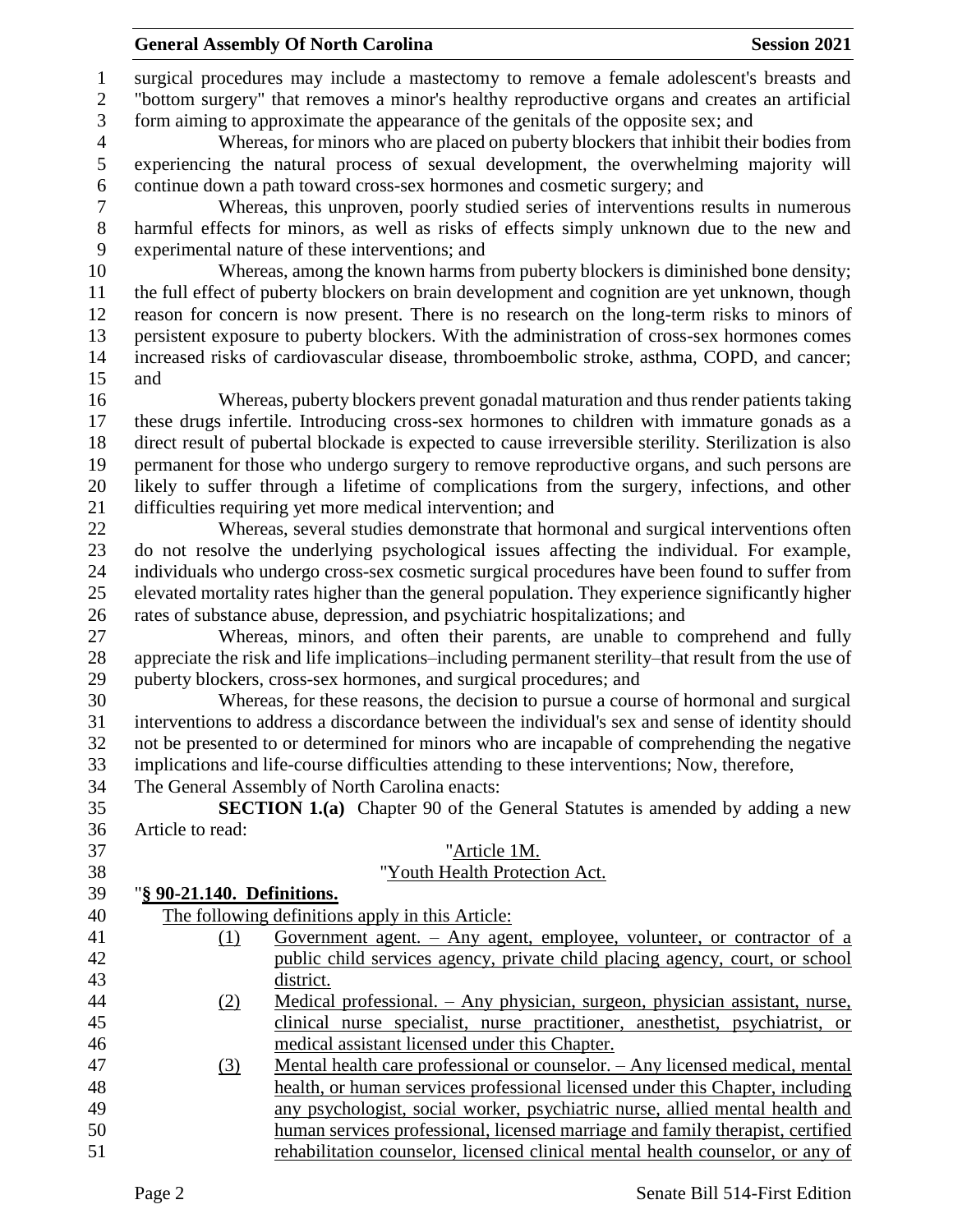surgical procedures may include a mastectomy to remove a female adolescent's breasts and "bottom surgery" that removes a minor's healthy reproductive organs and creates an artificial form aiming to approximate the appearance of the genitals of the opposite sex; and

Whereas, for minors who are placed on puberty blockers that inhibit their bodies from experiencing the natural process of sexual development, the overwhelming majority will continue down a path toward cross-sex hormones and cosmetic surgery; and

Whereas, this unproven, poorly studied series of interventions results in numerous harmful effects for minors, as well as risks of effects simply unknown due to the new and experimental nature of these interventions; and

Whereas, among the known harms from puberty blockers is diminished bone density; the full effect of puberty blockers on brain development and cognition are yet unknown, though reason for concern is now present. There is no research on the long-term risks to minors of persistent exposure to puberty blockers. With the administration of cross-sex hormones comes increased risks of cardiovascular disease, thromboembolic stroke, asthma, COPD, and cancer; and

Whereas, puberty blockers prevent gonadal maturation and thus render patients taking these drugs infertile. Introducing cross-sex hormones to children with immature gonads as a direct result of pubertal blockade is expected to cause irreversible sterility. Sterilization is also permanent for those who undergo surgery to remove reproductive organs, and such persons are likely to suffer through a lifetime of complications from the surgery, infections, and other difficulties requiring yet more medical intervention; and

Whereas, several studies demonstrate that hormonal and surgical interventions often do not resolve the underlying psychological issues affecting the individual. For example, individuals who undergo cross-sex cosmetic surgical procedures have been found to suffer from elevated mortality rates higher than the general population. They experience significantly higher rates of substance abuse, depression, and psychiatric hospitalizations; and

Whereas, minors, and often their parents, are unable to comprehend and fully appreciate the risk and life implications–including permanent sterility–that result from the use of puberty blockers, cross-sex hormones, and surgical procedures; and

Whereas, for these reasons, the decision to pursue a course of hormonal and surgical interventions to address a discordance between the individual's sex and sense of identity should not be presented to or determined for minors who are incapable of comprehending the negative implications and life-course difficulties attending to these interventions; Now, therefore,

The General Assembly of North Carolina enacts:

**SECTION 1.(a)** Chapter 90 of the General Statutes is amended by adding a new Article to read:

"Article 1M.

"Youth Health Protection Act.

"**§ 90-21.140. Definitions.**

The following definitions apply in this Article:

(1) Government agent. – Any agent, employee, volunteer, or contractor of a public child services agency, private child placing agency, court, or school district.

(2) Medical professional. – Any physician, surgeon, physician assistant, nurse, clinical nurse specialist, nurse practitioner, anesthetist, psychiatrist, or medical assistant licensed under this Chapter.

(3) Mental health care professional or counselor. – Any licensed medical, mental health, or human services professional licensed under this Chapter, including any psychologist, social worker, psychiatric nurse, allied mental health and human services professional, licensed marriage and family therapist, certified rehabilitation counselor, licensed clinical mental health counselor, or any of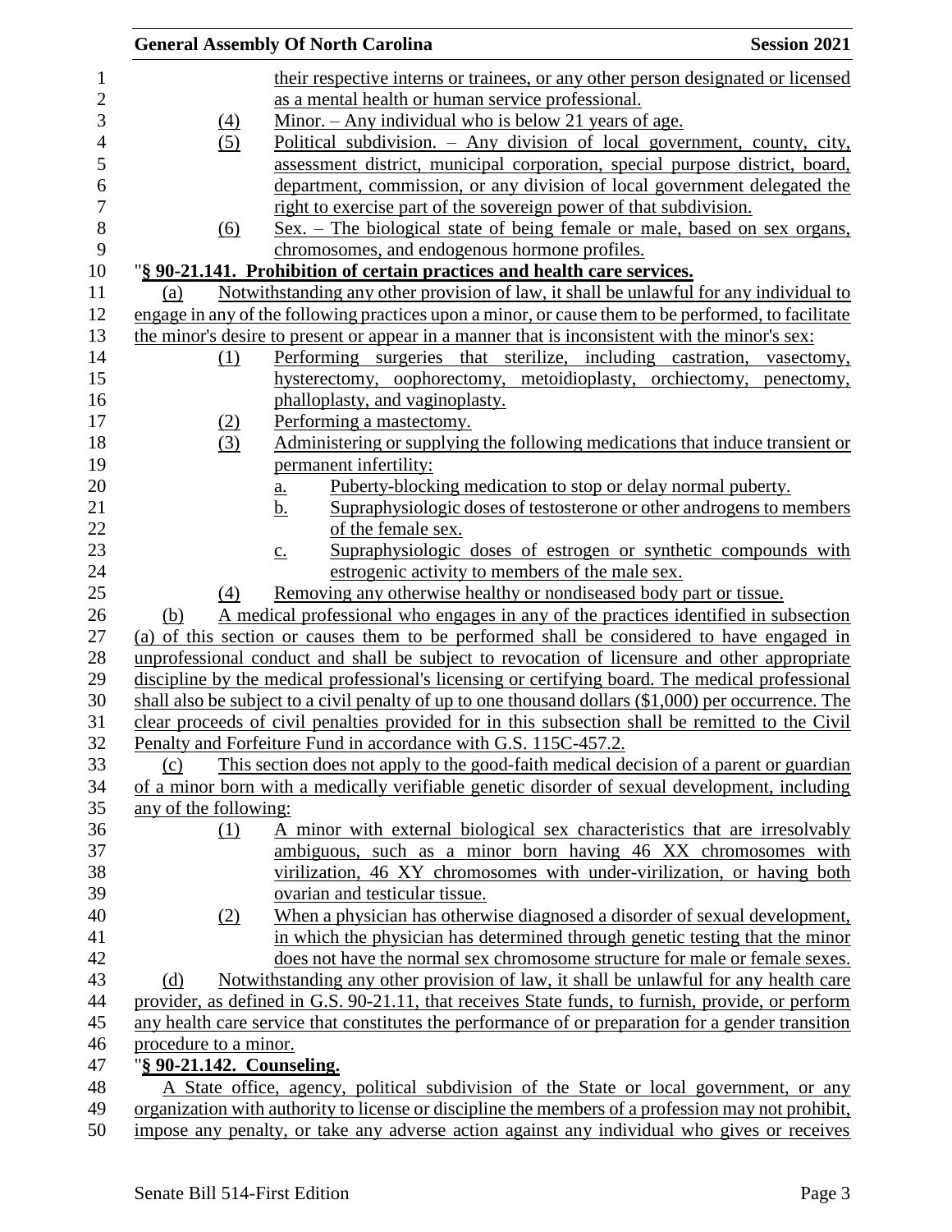their respective interns or trainees, or any other person designated or licensed as a mental health or human service professional.

(4) Minor. – Any individual who is below 21 years of age.

(5) Political subdivision. – Any division of local government, county, city, assessment district, municipal corporation, special purpose district, board, department, commission, or any division of local government delegated the right to exercise part of the sovereign power of that subdivision.

(6) Sex. – The biological state of being female or male, based on sex organs, chromosomes, and endogenous hormone profiles.

"**§ 90-21.141. Prohibition of certain practices and health care services.**

(a) Notwithstanding any other provision of law, it shall be unlawful for any individual to engage in any of the following practices upon a minor, or cause them to be performed, to facilitate the minor's desire to present or appear in a manner that is inconsistent with the minor's sex:

(1) Performing surgeries that sterilize, including castration, vasectomy, hysterectomy, oophorectomy, metoidioplasty, orchiectomy, penectomy, phalloplasty, and vaginoplasty.

(2) Performing a mastectomy.

(3) Administering or supplying the following medications that induce transient or permanent infertility:

a. Puberty-blocking medication to stop or delay normal puberty.

b. Supraphysiologic doses of testosterone or other androgens to members of the female sex.

c. Supraphysiologic doses of estrogen or synthetic compounds with estrogenic activity to members of the male sex.

(4) Removing any otherwise healthy or nondiseased body part or tissue.

(b) A medical professional who engages in any of the practices identified in subsection (a) of this section or causes them to be performed shall be considered to have engaged in unprofessional conduct and shall be subject to revocation of licensure and other appropriate discipline by the medical professional's licensing or certifying board. The medical professional shall also be subject to a civil penalty of up to one thousand dollars ($1,000) per occurrence. The clear proceeds of civil penalties provided for in this subsection shall be remitted to the Civil Penalty and Forfeiture Fund in accordance with G.S. 115C-457.2.

(c) This section does not apply to the good-faith medical decision of a parent or guardian of a minor born with a medically verifiable genetic disorder of sexual development, including any of the following:

(1) A minor with external biological sex characteristics that are irresolvably ambiguous, such as a minor born having 46 XX chromosomes with virilization, 46 XY chromosomes with under-virilization, or having both ovarian and testicular tissue.

(2) When a physician has otherwise diagnosed a disorder of sexual development, in which the physician has determined through genetic testing that the minor does not have the normal sex chromosome structure for male or female sexes.

(d) Notwithstanding any other provision of law, it shall be unlawful for any health care provider, as defined in G.S. 90-21.11, that receives State funds, to furnish, provide, or perform any health care service that constitutes the performance of or preparation for a gender transition procedure to a minor.

"**§ 90-21.142. Counseling.**

A State office, agency, political subdivision of the State or local government, or any organization with authority to license or discipline the members of a profession may not prohibit, impose any penalty, or take any adverse action against any individual who gives or receives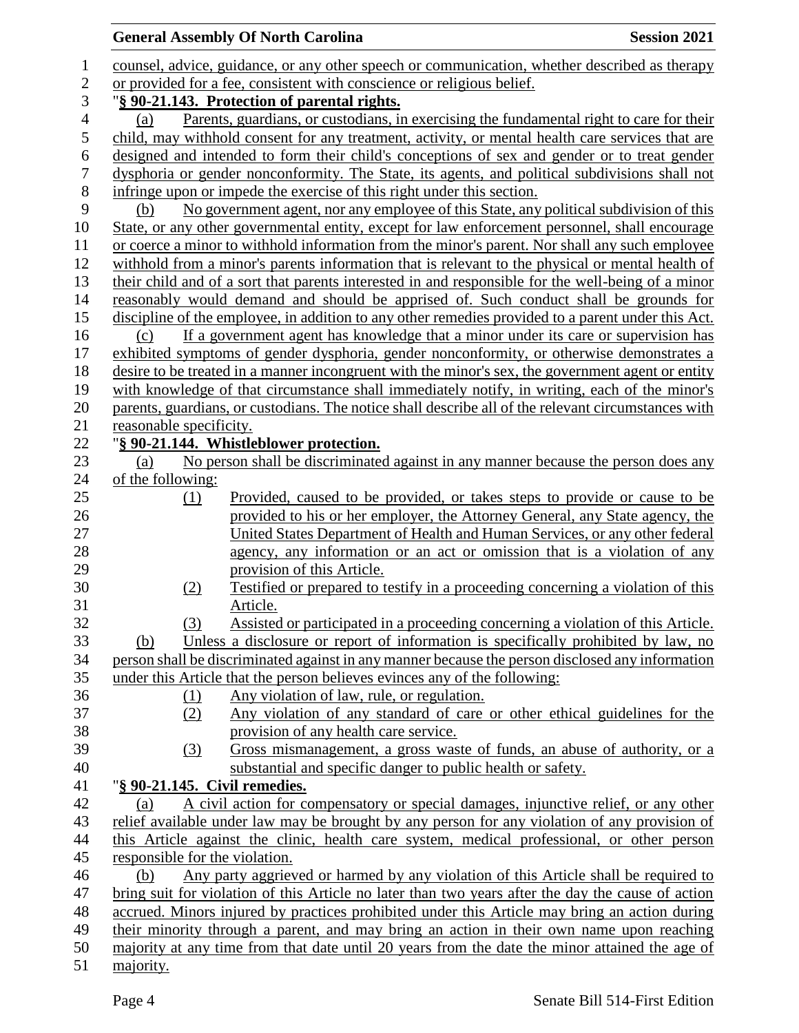counsel, advice, guidance, or any other speech or communication, whether described as therapy or provided for a fee, consistent with conscience or religious belief.

"**§ 90-21.143. Protection of parental rights.**

(a) Parents, guardians, or custodians, in exercising the fundamental right to care for their child, may withhold consent for any treatment, activity, or mental health care services that are designed and intended to form their child's conceptions of sex and gender or to treat gender dysphoria or gender nonconformity. The State, its agents, and political subdivisions shall not infringe upon or impede the exercise of this right under this section.

(b) No government agent, nor any employee of this State, any political subdivision of this State, or any other governmental entity, except for law enforcement personnel, shall encourage or coerce a minor to withhold information from the minor's parent. Nor shall any such employee withhold from a minor's parents information that is relevant to the physical or mental health of their child and of a sort that parents interested in and responsible for the well-being of a minor reasonably would demand and should be apprised of. Such conduct shall be grounds for discipline of the employee, in addition to any other remedies provided to a parent under this Act.

(c) If a government agent has knowledge that a minor under its care or supervision has exhibited symptoms of gender dysphoria, gender nonconformity, or otherwise demonstrates a desire to be treated in a manner incongruent with the minor's sex, the government agent or entity with knowledge of that circumstance shall immediately notify, in writing, each of the minor's parents, guardians, or custodians. The notice shall describe all of the relevant circumstances with reasonable specificity.

"**§ 90-21.144. Whistleblower protection.**

(a) No person shall be discriminated against in any manner because the person does any of the following:

(1) Provided, caused to be provided, or takes steps to provide or cause to be provided to his or her employer, the Attorney General, any State agency, the United States Department of Health and Human Services, or any other federal agency, any information or an act or omission that is a violation of any provision of this Article.

(2) Testified or prepared to testify in a proceeding concerning a violation of this Article.

(3) Assisted or participated in a proceeding concerning a violation of this Article.

(b) Unless a disclosure or report of information is specifically prohibited by law, no person shall be discriminated against in any manner because the person disclosed any information under this Article that the person believes evinces any of the following:

(1) Any violation of law, rule, or regulation.

(2) Any violation of any standard of care or other ethical guidelines for the provision of any health care service.

(3) Gross mismanagement, a gross waste of funds, an abuse of authority, or a substantial and specific danger to public health or safety.

"**§ 90-21.145. Civil remedies.**

(a) A civil action for compensatory or special damages, injunctive relief, or any other relief available under law may be brought by any person for any violation of any provision of this Article against the clinic, health care system, medical professional, or other person responsible for the violation.

(b) Any party aggrieved or harmed by any violation of this Article shall be required to bring suit for violation of this Article no later than two years after the day the cause of action accrued. Minors injured by practices prohibited under this Article may bring an action during their minority through a parent, and may bring an action in their own name upon reaching majority at any time from that date until 20 years from the date the minor attained the age of majority.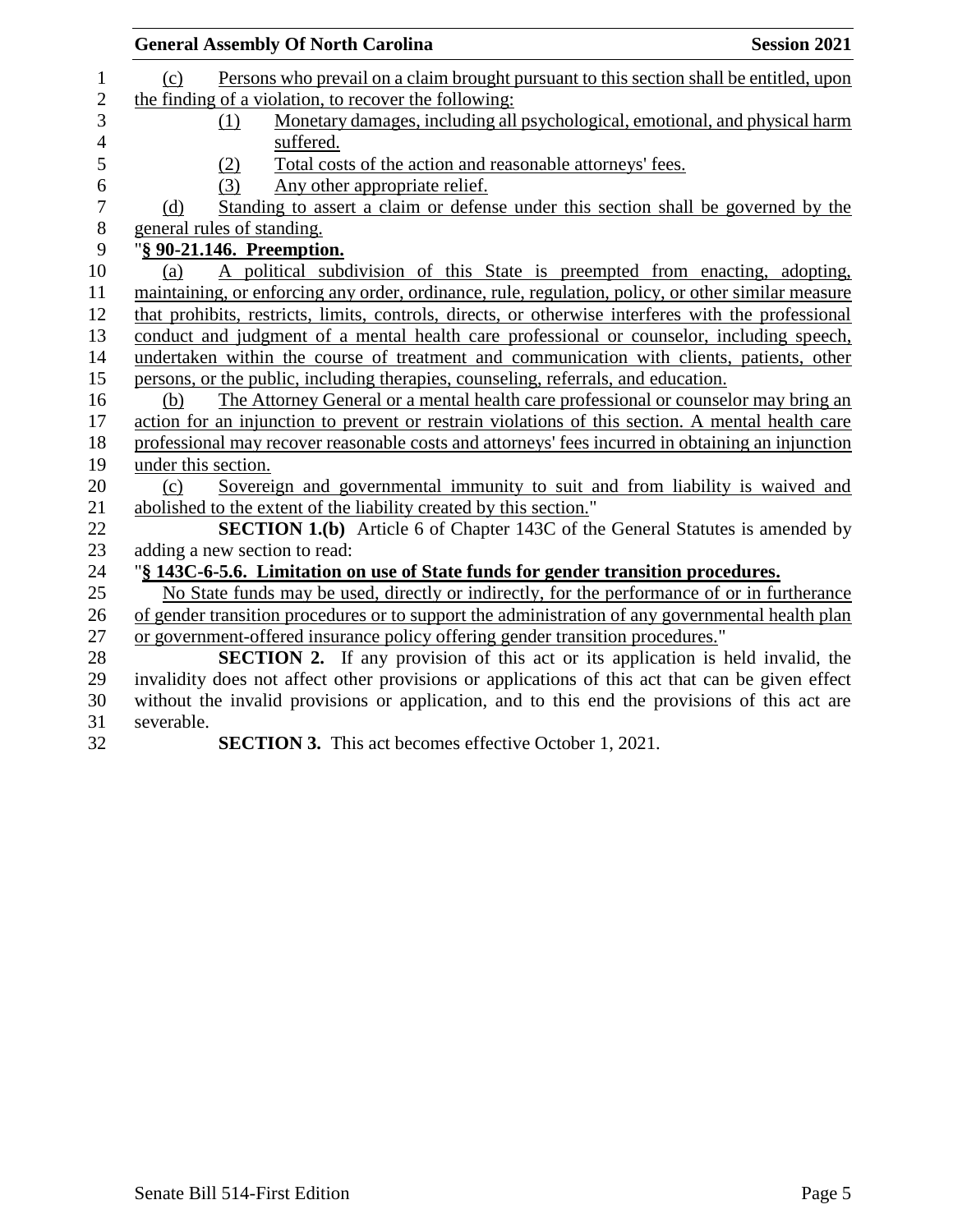(c) Persons who prevail on a claim brought pursuant to this section shall be entitled, upon the finding of a violation, to recover the following:

(1) Monetary damages, including all psychological, emotional, and physical harm suffered.

(2) Total costs of the action and reasonable attorneys' fees.

(3) Any other appropriate relief.

(d) Standing to assert a claim or defense under this section shall be governed by the general rules of standing.

"**§ 90-21.146. Preemption.**

(a) A political subdivision of this State is preempted from enacting, adopting, maintaining, or enforcing any order, ordinance, rule, regulation, policy, or other similar measure that prohibits, restricts, limits, controls, directs, or otherwise interferes with the professional conduct and judgment of a mental health care professional or counselor, including speech, undertaken within the course of treatment and communication with clients, patients, other persons, or the public, including therapies, counseling, referrals, and education.

(b) The Attorney General or a mental health care professional or counselor may bring an action for an injunction to prevent or restrain violations of this section. A mental health care professional may recover reasonable costs and attorneys' fees incurred in obtaining an injunction under this section.

(c) Sovereign and governmental immunity to suit and from liability is waived and abolished to the extent of the liability created by this section."

**SECTION 1.(b)** Article 6 of Chapter 143C of the General Statutes is amended by adding a new section to read:

"**§ 143C-6-5.6. Limitation on use of State funds for gender transition procedures.**

No State funds may be used, directly or indirectly, for the performance of or in furtherance of gender transition procedures or to support the administration of any governmental health plan or government-offered insurance policy offering gender transition procedures."

**SECTION 2.** If any provision of this act or its application is held invalid, the invalidity does not affect other provisions or applications of this act that can be given effect without the invalid provisions or application, and to this end the provisions of this act are severable.

**SECTION 3.** This act becomes effective October 1, 2021.